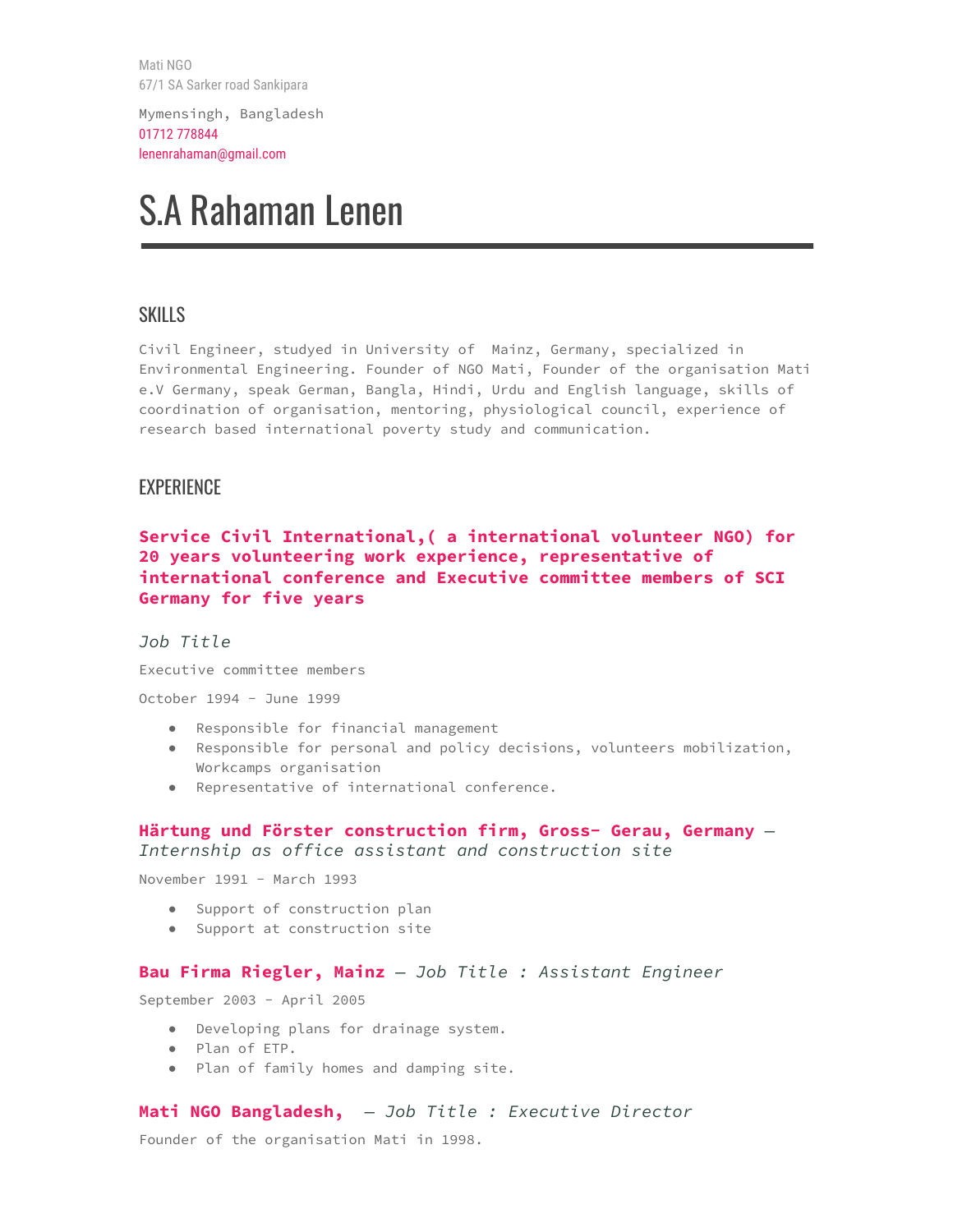Mati NGO
67/1 SA Sarker road Sankipara

Mymensingh, Bangladesh
01712 778844
lenenrahaman@gmail.com

# S.A Rahaman Lenen

## SKILLS

Civil Engineer, studied in University of Mainz, Germany, specialized in Environmental Engineering. Founder of NGO Mati, Founder of the organisation Mati e.V Germany, speak German, Bangla, Hindi, Urdu and English language, skills of coordination of organisation, mentoring, physiological council, experience of research based international poverty study and communication.

## EXPERIENCE

### **Service Civil International,( a international volunteer NGO) for 20 years volunteering work experience, representative of international conference and Executive committee members of SCI Germany for five years**

*Job Title*

Executive committee members

October 1994 - June 1999

- Responsible for financial management
- Responsible for personal and policy decisions, volunteers mobilization, Workcamps organisation
- Representative of international conference.

### **Härtung und Förster construction firm, Gross- Gerau, Germany** — *Internship as office assistant and construction site*

November 1991 - March 1993

- Support of construction plan
- Support at construction site

### **Bau Firma Riegler, Mainz** — *Job Title : Assistant Engineer*

September 2003 - April 2005

- Developing plans for drainage system.
- Plan of ETP.
- Plan of family homes and damping site.

### **Mati NGO Bangladesh,** — *Job Title : Executive Director*

Founder of the organisation Mati in 1998.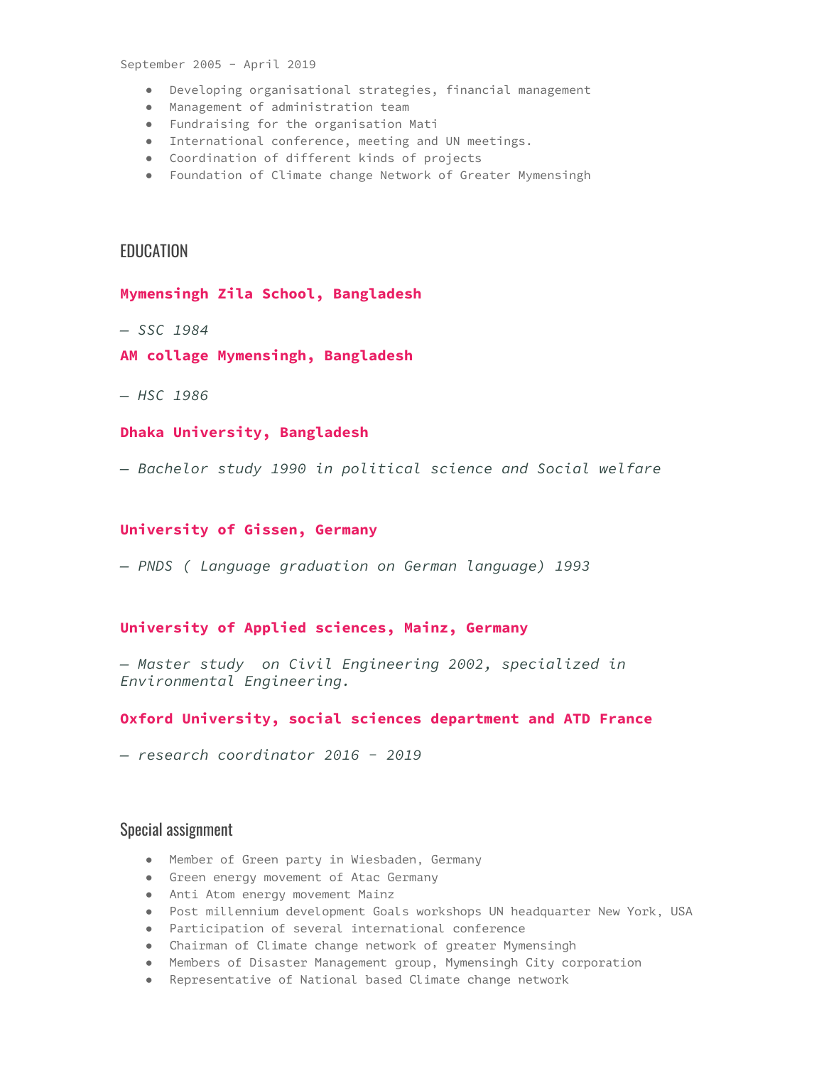September 2005 - April 2019

- Developing organisational strategies, financial management
- Management of administration team
- Fundraising for the organisation Mati
- International conference, meeting and UN meetings.
- Coordination of different kinds of projects
- Foundation of Climate change Network of Greater Mymensingh

## EDUCATION

### Mymensingh Zila School, Bangladesh

*— SSC 1984*

### AM collage Mymensingh, Bangladesh

*— HSC 1986*

### Dhaka University, Bangladesh

*— Bachelor study 1990 in political science and Social welfare*

### University of Gissen, Germany

*— PNDS ( Language graduation on German language) 1993*

### University of Applied sciences, Mainz, Germany

*— Master study on Civil Engineering 2002, specialized in Environmental Engineering.*

### Oxford University, social sciences department and ATD France

*— research coordinator 2016 - 2019*

## Special assignment

- Member of Green party in Wiesbaden, Germany
- Green energy movement of Atac Germany
- Anti Atom energy movement Mainz
- Post millennium development Goals workshops UN headquarter New York, USA
- Participation of several international conference
- Chairman of Climate change network of greater Mymensingh
- Members of Disaster Management group, Mymensingh City corporation
- Representative of National based Climate change network